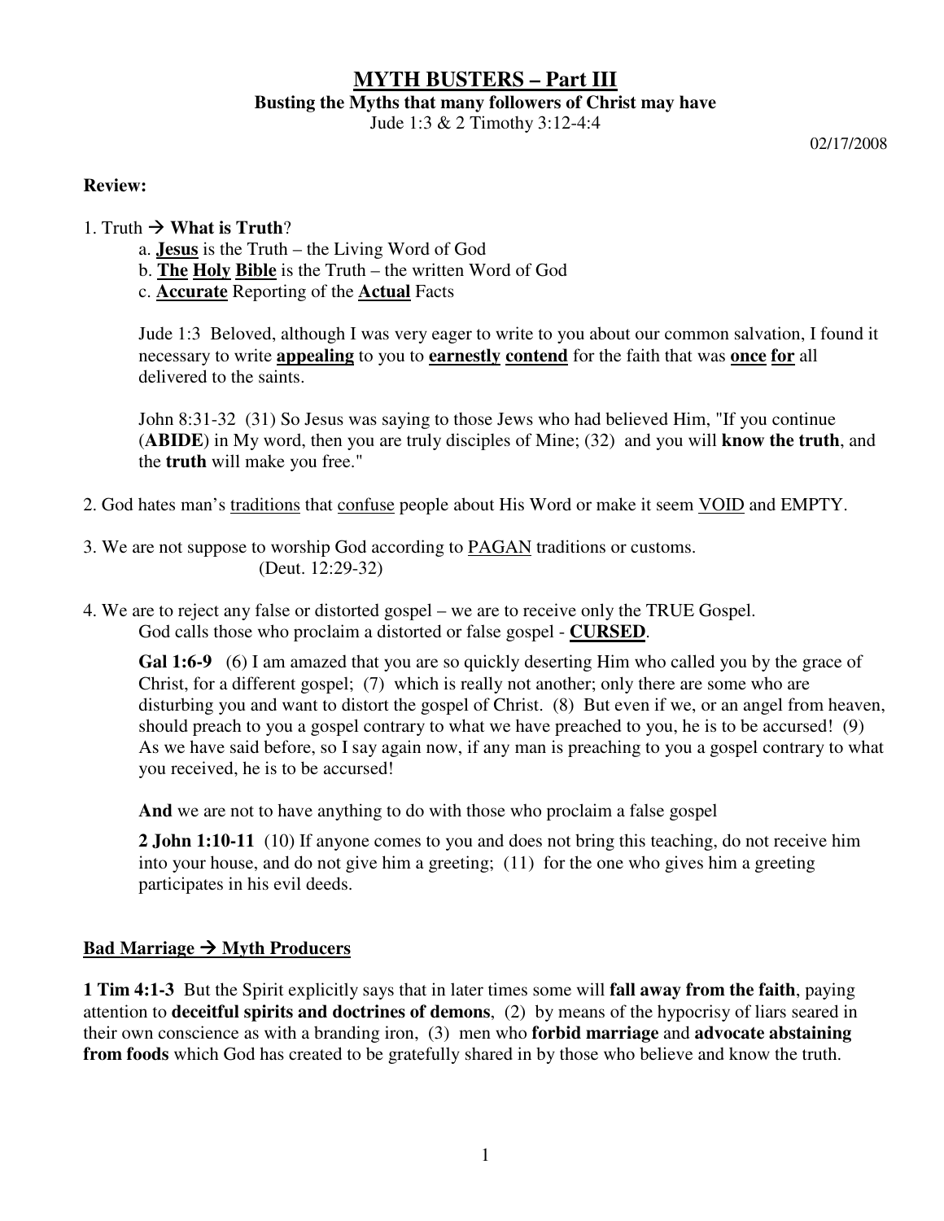# MYTH BUSTERS – Part III

**Busting the Myths that many followers of Christ may have**

Jude 1:3 & 2 Timothy 3:12-4:4

02/17/2008

**Review:**

1. Truth → **What is Truth**?
   a. **Jesus** is the Truth – the Living Word of God
   b. **The Holy Bible** is the Truth – the written Word of God
   c. **Accurate** Reporting of the **Actual** Facts

   Jude 1:3 Beloved, although I was very eager to write to you about our common salvation, I found it necessary to write **appealing** to you to **earnestly contend** for the faith that was **once for** all delivered to the saints.

   John 8:31-32 (31) So Jesus was saying to those Jews who had believed Him, "If you continue (**ABIDE**) in My word, then you are truly disciples of Mine; (32) and you will **know the truth**, and the **truth** will make you free."

2. God hates man's traditions that confuse people about His Word or make it seem VOID and EMPTY.

3. We are not suppose to worship God according to PAGAN traditions or customs. (Deut. 12:29-32)

4. We are to reject any false or distorted gospel – we are to receive only the TRUE Gospel. God calls those who proclaim a distorted or false gospel - **CURSED**.

   **Gal 1:6-9** (6) I am amazed that you are so quickly deserting Him who called you by the grace of Christ, for a different gospel; (7) which is really not another; only there are some who are disturbing you and want to distort the gospel of Christ. (8) But even if we, or an angel from heaven, should preach to you a gospel contrary to what we have preached to you, he is to be accursed! (9) As we have said before, so I say again now, if any man is preaching to you a gospel contrary to what you received, he is to be accursed!

   **And** we are not to have anything to do with those who proclaim a false gospel

   **2 John 1:10-11** (10) If anyone comes to you and does not bring this teaching, do not receive him into your house, and do not give him a greeting; (11) for the one who gives him a greeting participates in his evil deeds.

## Bad Marriage → Myth Producers

**1 Tim 4:1-3** But the Spirit explicitly says that in later times some will **fall away from the faith**, paying attention to **deceitful spirits and doctrines of demons**, (2) by means of the hypocrisy of liars seared in their own conscience as with a branding iron, (3) men who **forbid marriage** and **advocate abstaining from foods** which God has created to be gratefully shared in by those who believe and know the truth.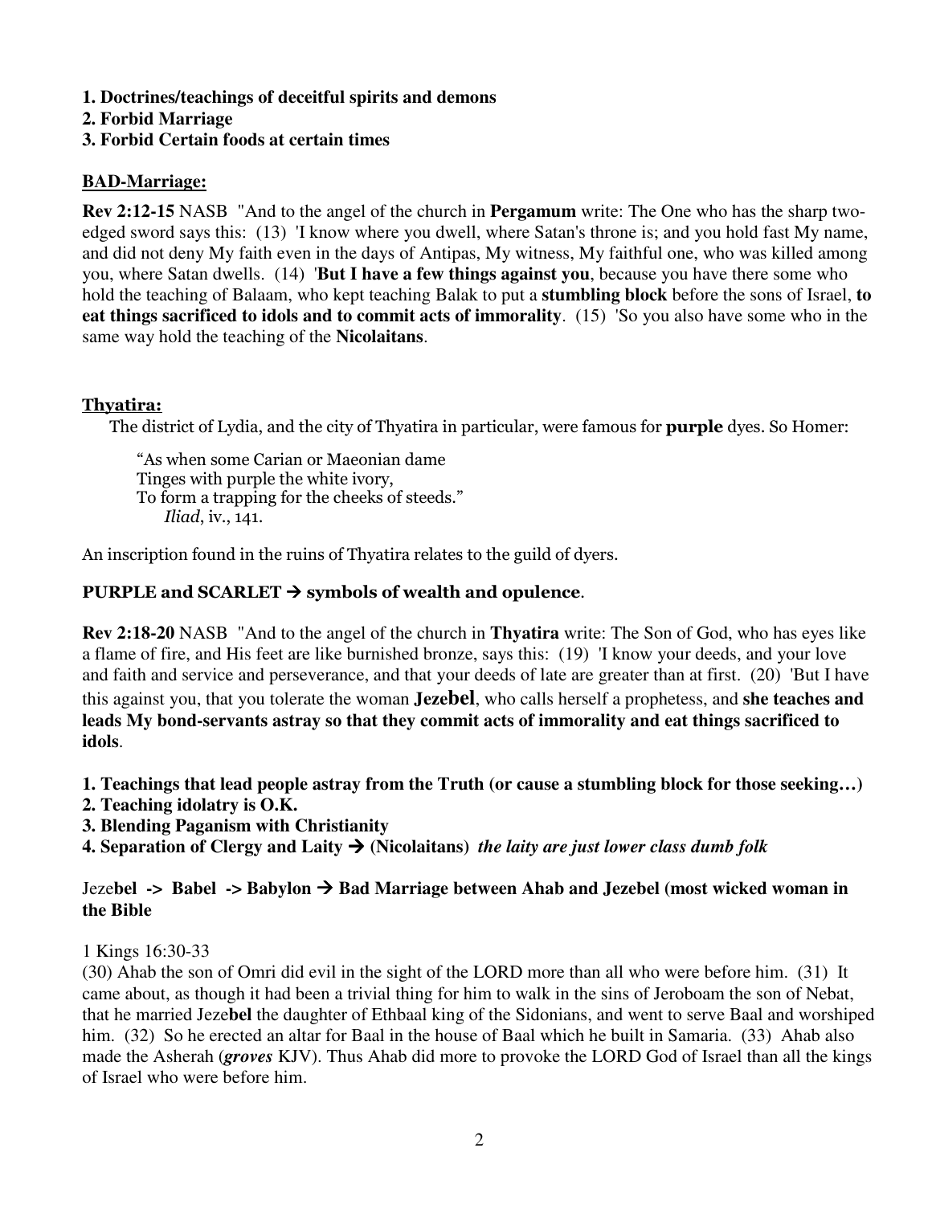**1. Doctrines/teachings of deceitful spirits and demons**
**2. Forbid Marriage**
**3. Forbid Certain foods at certain times**

## BAD-Marriage:

**Rev 2:12-15** NASB "And to the angel of the church in **Pergamum** write: The One who has the sharp two-edged sword says this: (13) 'I know where you dwell, where Satan's throne is; and you hold fast My name, and did not deny My faith even in the days of Antipas, My witness, My faithful one, who was killed among you, where Satan dwells. (14) '**But I have a few things against you**, because you have there some who hold the teaching of Balaam, who kept teaching Balak to put a **stumbling block** before the sons of Israel, **to eat things sacrificed to idols and to commit acts of immorality**. (15) 'So you also have some who in the same way hold the teaching of the **Nicolaitans**.

## Thyatira:

The district of Lydia, and the city of Thyatira in particular, were famous for **purple** dyes. So Homer:

> "As when some Carian or Maeonian dame
> Tinges with purple the white ivory,
> To form a trapping for the cheeks of steeds."
> *Iliad*, iv., 141.

An inscription found in the ruins of Thyatira relates to the guild of dyers.

**PURPLE and SCARLET → symbols of wealth and opulence**.

**Rev 2:18-20** NASB "And to the angel of the church in **Thyatira** write: The Son of God, who has eyes like a flame of fire, and His feet are like burnished bronze, says this: (19) 'I know your deeds, and your love and faith and service and perseverance, and that your deeds of late are greater than at first. (20) 'But I have this against you, that you tolerate the woman **Jezebel**, who calls herself a prophetess, and **she teaches and leads My bond-servants astray so that they commit acts of immorality and eat things sacrificed to idols**.

**1. Teachings that lead people astray from the Truth (or cause a stumbling block for those seeking…)**
**2. Teaching idolatry is O.K.**
**3. Blending Paganism with Christianity**
**4. Separation of Clergy and Laity → (Nicolaitans)** ***the laity are just lower class dumb folk***

Jeze**bel** **-> Babel -> Babylon → Bad Marriage between Ahab and Jezebel (most wicked woman in the Bible**

1 Kings 16:30-33
(30) Ahab the son of Omri did evil in the sight of the LORD more than all who were before him. (31) It came about, as though it had been a trivial thing for him to walk in the sins of Jeroboam the son of Nebat, that he married Jeze**bel** the daughter of Ethbaal king of the Sidonians, and went to serve Baal and worshiped him. (32) So he erected an altar for Baal in the house of Baal which he built in Samaria. (33) Ahab also made the Asherah (***groves*** KJV). Thus Ahab did more to provoke the LORD God of Israel than all the kings of Israel who were before him.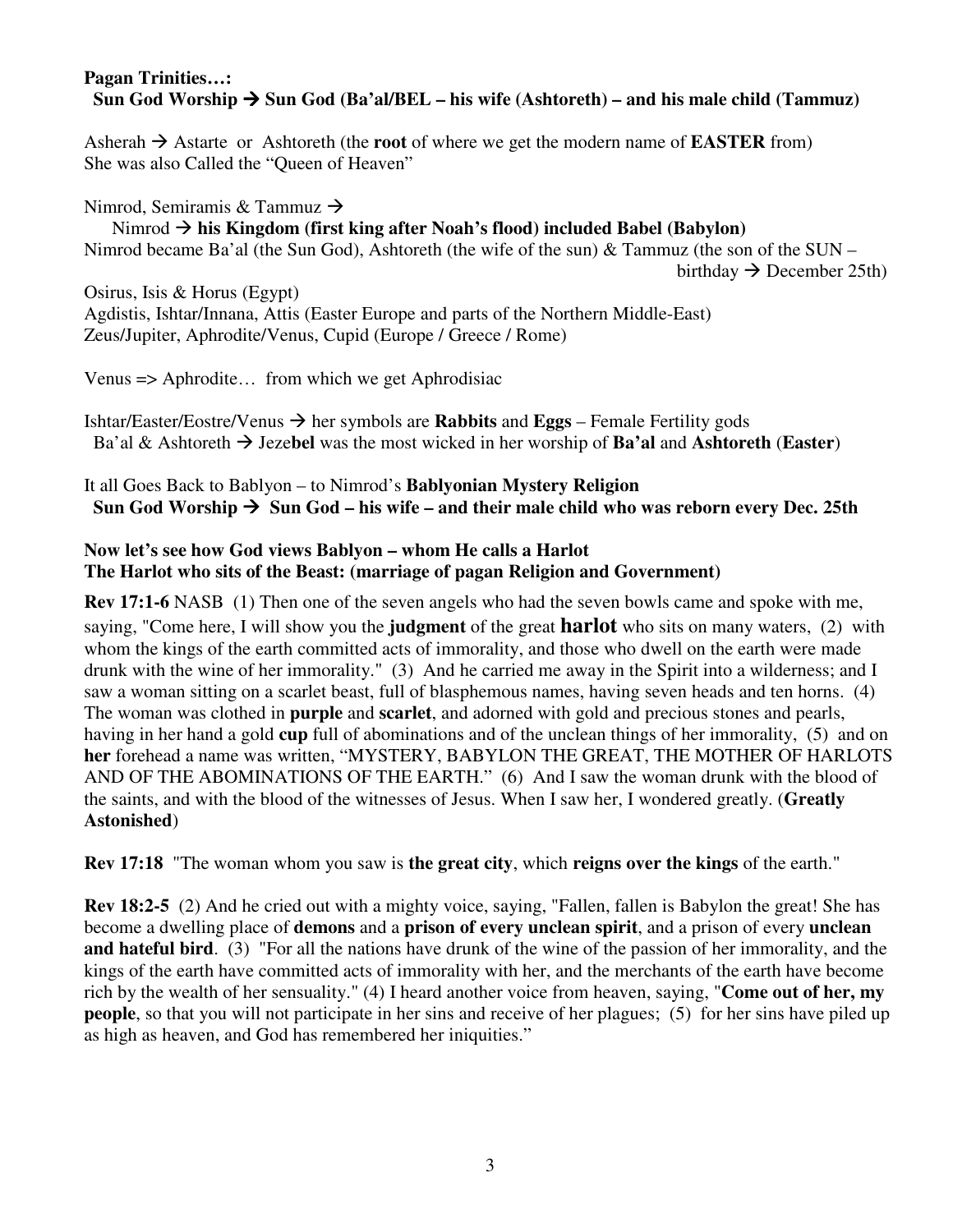**Pagan Trinities…:**
**Sun God Worship → Sun God (Ba'al/BEL – his wife (Ashtoreth) – and his male child (Tammuz)**

Asherah → Astarte or Ashtoreth (the **root** of where we get the modern name of **EASTER** from)
She was also Called the "Queen of Heaven"

Nimrod, Semiramis & Tammuz →
Nimrod → **his Kingdom (first king after Noah's flood) included Babel (Babylon)**
Nimrod became Ba'al (the Sun God), Ashtoreth (the wife of the sun) & Tammuz (the son of the SUN – birthday → December 25th)

Osirus, Isis & Horus (Egypt)
Agdistis, Ishtar/Innana, Attis (Easter Europe and parts of the Northern Middle-East)
Zeus/Jupiter, Aphrodite/Venus, Cupid (Europe / Greece / Rome)

Venus => Aphrodite… from which we get Aphrodisiac

Ishtar/Easter/Eostre/Venus → her symbols are **Rabbits** and **Eggs** – Female Fertility gods
Ba'al & Ashtoreth → Jeze**bel** was the most wicked in her worship of **Ba'al** and **Ashtoreth** (**Easter**)

It all Goes Back to Bablyon – to Nimrod's **Bablyonian Mystery Religion**
**Sun God Worship → Sun God – his wife – and their male child who was reborn every Dec. 25th**

**Now let's see how God views Bablyon – whom He calls a Harlot**
**The Harlot who sits of the Beast: (marriage of pagan Religion and Government)**

**Rev 17:1-6** NASB (1) Then one of the seven angels who had the seven bowls came and spoke with me, saying, "Come here, I will show you the **judgment** of the great **harlot** who sits on many waters, (2) with whom the kings of the earth committed acts of immorality, and those who dwell on the earth were made drunk with the wine of her immorality." (3) And he carried me away in the Spirit into a wilderness; and I saw a woman sitting on a scarlet beast, full of blasphemous names, having seven heads and ten horns. (4) The woman was clothed in **purple** and **scarlet**, and adorned with gold and precious stones and pearls, having in her hand a gold **cup** full of abominations and of the unclean things of her immorality, (5) and on **her** forehead a name was written, "MYSTERY, BABYLON THE GREAT, THE MOTHER OF HARLOTS AND OF THE ABOMINATIONS OF THE EARTH." (6) And I saw the woman drunk with the blood of the saints, and with the blood of the witnesses of Jesus. When I saw her, I wondered greatly. (**Greatly Astonished**)

**Rev 17:18** "The woman whom you saw is **the great city**, which **reigns over the kings** of the earth."

**Rev 18:2-5** (2) And he cried out with a mighty voice, saying, "Fallen, fallen is Babylon the great! She has become a dwelling place of **demons** and a **prison of every unclean spirit**, and a prison of every **unclean and hateful bird**. (3) "For all the nations have drunk of the wine of the passion of her immorality, and the kings of the earth have committed acts of immorality with her, and the merchants of the earth have become rich by the wealth of her sensuality." (4) I heard another voice from heaven, saying, "**Come out of her, my people**, so that you will not participate in her sins and receive of her plagues; (5) for her sins have piled up as high as heaven, and God has remembered her iniquities."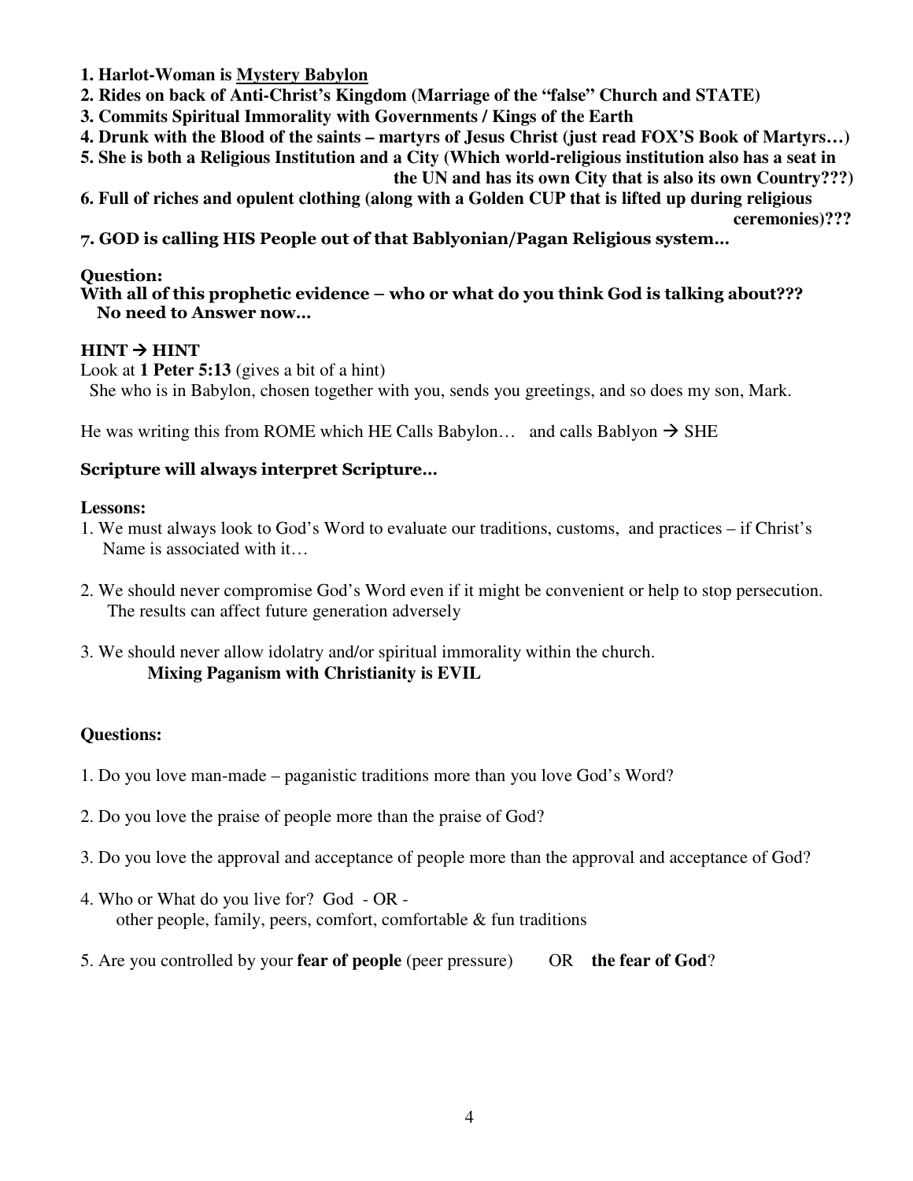**1. Harlot-Woman is <u>Mystery Babylon</u>**
**2. Rides on back of Anti-Christ's Kingdom (Marriage of the "false" Church and STATE)**
**3. Commits Spiritual Immorality with Governments / Kings of the Earth**
**4. Drunk with the Blood of the saints – martyrs of Jesus Christ (just read FOX'S Book of Martyrs…)**
**5. She is both a Religious Institution and a City (Which world-religious institution also has a seat in the UN and has its own City that is also its own Country???)**
**6. Full of riches and opulent clothing (along with a Golden CUP that is lifted up during religious ceremonies)???**
**7. GOD is calling HIS People out of that Bablyonian/Pagan Religious system…**

**Question:**
**With all of this prophetic evidence – who or what do you think God is talking about???**
**No need to Answer now…**

**HINT → HINT**
Look at **1 Peter 5:13** (gives a bit of a hint)
She who is in Babylon, chosen together with you, sends you greetings, and so does my son, Mark.

He was writing this from ROME which HE Calls Babylon… and calls Bablyon → SHE

**Scripture will always interpret Scripture…**

**Lessons:**
1. We must always look to God's Word to evaluate our traditions, customs, and practices – if Christ's Name is associated with it…

2. We should never compromise God's Word even if it might be convenient or help to stop persecution. The results can affect future generation adversely

3. We should never allow idolatry and/or spiritual immorality within the church.
**Mixing Paganism with Christianity is EVIL**

**Questions:**

1. Do you love man-made – paganistic traditions more than you love God's Word?

2. Do you love the praise of people more than the praise of God?

3. Do you love the approval and acceptance of people more than the approval and acceptance of God?

4. Who or What do you live for? God - OR -
other people, family, peers, comfort, comfortable & fun traditions

5. Are you controlled by your **fear of people** (peer pressure) OR **the fear of God**?